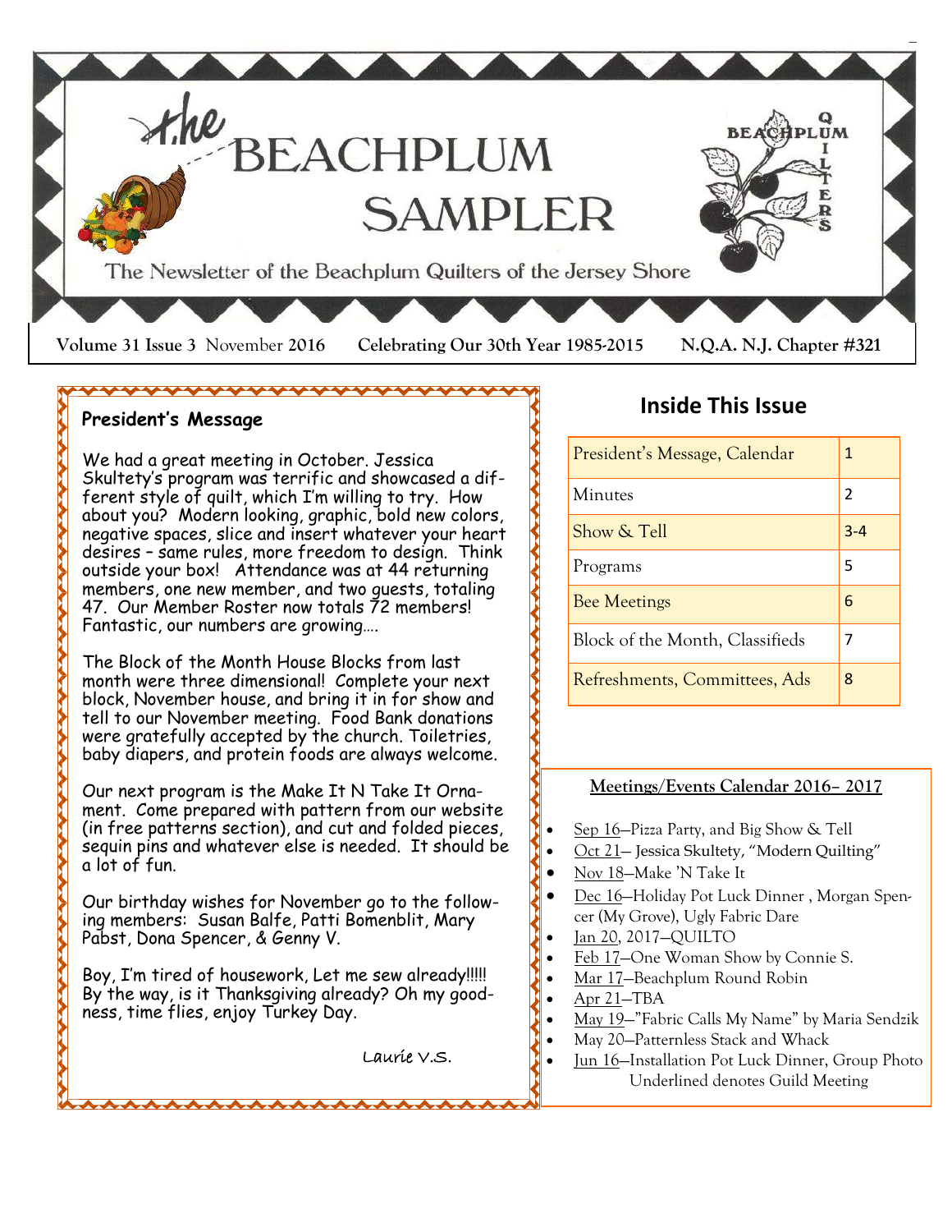# the BEACHPLUM SAMPLER

The Newsletter of the Beachplum Quilters of the Jersey Shore

**Volume 31 Issue 3** November **2016** **Celebrating Our 30th Year 1985-2015** **N.Q.A. N.J. Chapter #321**

## President's Message

We had a great meeting in October. Jessica Skultety's program was terrific and showcased a different style of quilt, which I'm willing to try. How about you? Modern looking, graphic, bold new colors, negative spaces, slice and insert whatever your heart desires – same rules, more freedom to design. Think outside your box! Attendance was at 44 returning members, one new member, and two guests, totaling 47. Our Member Roster now totals 72 members! Fantastic, our numbers are growing….

The Block of the Month House Blocks from last month were three dimensional! Complete your next block, November house, and bring it in for show and tell to our November meeting. Food Bank donations were gratefully accepted by the church. Toiletries, baby diapers, and protein foods are always welcome.

Our next program is the Make It N Take It Ornament. Come prepared with pattern from our website (in free patterns section), and cut and folded pieces, sequin pins and whatever else is needed. It should be a lot of fun.

Our birthday wishes for November go to the following members: Susan Balfe, Patti Bomenblit, Mary Pabst, Dona Spencer, & Genny V.

Boy, I'm tired of housework, Let me sew already!!!!! By the way, is it Thanksgiving already? Oh my goodness, time flies, enjoy Turkey Day.

Laurie V.S.

## Inside This Issue

| | |
|---|---|
| President's Message, Calendar | 1 |
| Minutes | 2 |
| Show & Tell | 3-4 |
| Programs | 5 |
| Bee Meetings | 6 |
| Block of the Month, Classifieds | 7 |
| Refreshments, Committees, Ads | 8 |

### Meetings/Events Calendar 2016– 2017

- Sep 16—Pizza Party, and Big Show & Tell
- Oct 21— Jessica Skultety, "Modern Quilting"
- Nov 18—Make 'N Take It
- Dec 16—Holiday Pot Luck Dinner , Morgan Spencer (My Grove), Ugly Fabric Dare
- Jan 20, 2017—QUILTO
- Feb 17—One Woman Show by Connie S.
- Mar 17—Beachplum Round Robin
- Apr 21—TBA
- May 19—"Fabric Calls My Name" by Maria Sendzik
- May 20—Patternless Stack and Whack
- Jun 16—Installation Pot Luck Dinner, Group Photo

Underlined denotes Guild Meeting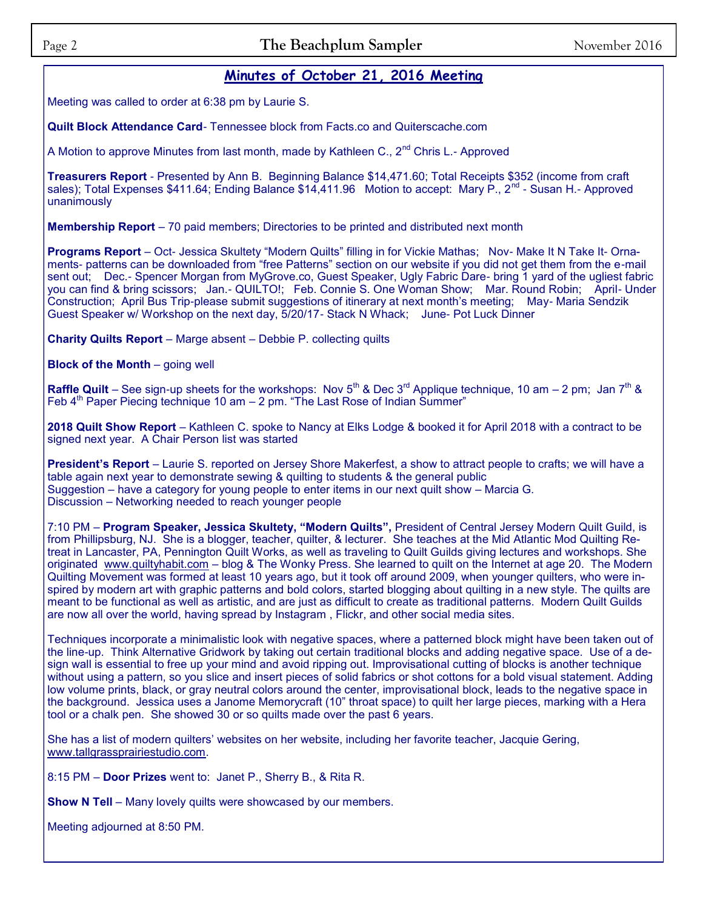## Minutes of October 21, 2016 Meeting

Meeting was called to order at 6:38 pm by Laurie S.

**Quilt Block Attendance Card**- Tennessee block from Facts.co and Quiterscache.com

A Motion to approve Minutes from last month, made by Kathleen C., 2nd Chris L.- Approved

**Treasurers Report** - Presented by Ann B. Beginning Balance $14,471.60; Total Receipts $352 (income from craft sales); Total Expenses $411.64; Ending Balance $14,411.96 Motion to accept: Mary P., 2nd - Susan H.- Approved unanimously

**Membership Report** – 70 paid members; Directories to be printed and distributed next month

**Programs Report** – Oct- Jessica Skultety "Modern Quilts" filling in for Vickie Mathas; Nov- Make It N Take It- Ornaments- patterns can be downloaded from "free Patterns" section on our website if you did not get them from the e-mail sent out; Dec.- Spencer Morgan from MyGrove.co, Guest Speaker, Ugly Fabric Dare- bring 1 yard of the ugliest fabric you can find & bring scissors; Jan.- QUILTO!; Feb. Connie S. One Woman Show; Mar. Round Robin; April- Under Construction; April Bus Trip-please submit suggestions of itinerary at next month's meeting; May- Maria Sendzik Guest Speaker w/ Workshop on the next day, 5/20/17- Stack N Whack; June- Pot Luck Dinner

**Charity Quilts Report** – Marge absent – Debbie P. collecting quilts

**Block of the Month** – going well

**Raffle Quilt** – See sign-up sheets for the workshops: Nov 5th & Dec 3rd Applique technique, 10 am – 2 pm; Jan 7th & Feb 4th Paper Piecing technique 10 am – 2 pm. "The Last Rose of Indian Summer"

**2018 Quilt Show Report** – Kathleen C. spoke to Nancy at Elks Lodge & booked it for April 2018 with a contract to be signed next year. A Chair Person list was started

**President's Report** – Laurie S. reported on Jersey Shore Makerfest, a show to attract people to crafts; we will have a table again next year to demonstrate sewing & quilting to students & the general public
Suggestion – have a category for young people to enter items in our next quilt show – Marcia G.
Discussion – Networking needed to reach younger people

7:10 PM – **Program Speaker, Jessica Skultety, "Modern Quilts",** President of Central Jersey Modern Quilt Guild, is from Phillipsburg, NJ. She is a blogger, teacher, quilter, & lecturer. She teaches at the Mid Atlantic Mod Quilting Retreat in Lancaster, PA, Pennington Quilt Works, as well as traveling to Quilt Guilds giving lectures and workshops. She originated www.quiltyhabit.com – blog & The Wonky Press. She learned to quilt on the Internet at age 20. The Modern Quilting Movement was formed at least 10 years ago, but it took off around 2009, when younger quilters, who were inspired by modern art with graphic patterns and bold colors, started blogging about quilting in a new style. The quilts are meant to be functional as well as artistic, and are just as difficult to create as traditional patterns. Modern Quilt Guilds are now all over the world, having spread by Instagram , Flickr, and other social media sites.

Techniques incorporate a minimalistic look with negative spaces, where a patterned block might have been taken out of the line-up. Think Alternative Gridwork by taking out certain traditional blocks and adding negative space. Use of a design wall is essential to free up your mind and avoid ripping out. Improvisational cutting of blocks is another technique without using a pattern, so you slice and insert pieces of solid fabrics or shot cottons for a bold visual statement. Adding low volume prints, black, or gray neutral colors around the center, improvisational block, leads to the negative space in the background. Jessica uses a Janome Memorycraft (10" throat space) to quilt her large pieces, marking with a Hera tool or a chalk pen. She showed 30 or so quilts made over the past 6 years.

She has a list of modern quilters' websites on her website, including her favorite teacher, Jacquie Gering, www.tallgrassprairiestudio.com.

8:15 PM – **Door Prizes** went to: Janet P., Sherry B., & Rita R.

**Show N Tell** – Many lovely quilts were showcased by our members.

Meeting adjourned at 8:50 PM.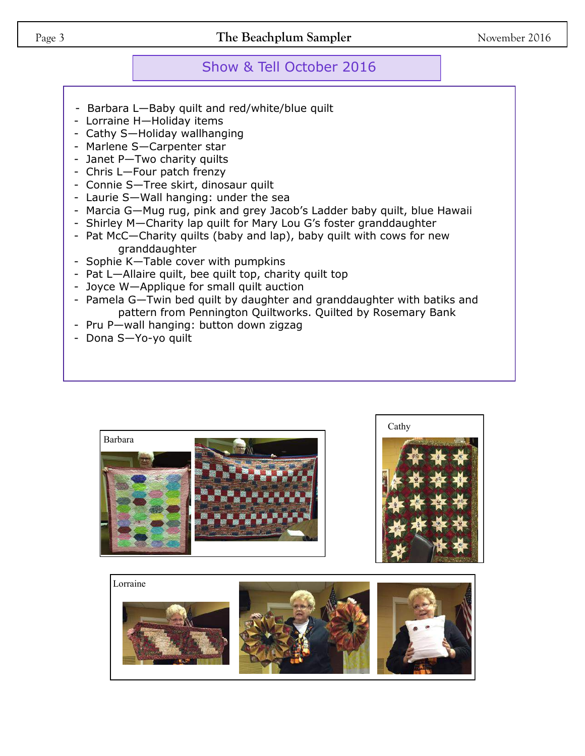## Show & Tell October 2016

- Barbara L—Baby quilt and red/white/blue quilt
- Lorraine H—Holiday items
- Cathy S—Holiday wallhanging
- Marlene S—Carpenter star
- Janet P—Two charity quilts
- Chris L—Four patch frenzy
- Connie S—Tree skirt, dinosaur quilt
- Laurie S—Wall hanging: under the sea
- Marcia G—Mug rug, pink and grey Jacob's Ladder baby quilt, blue Hawaii
- Shirley M—Charity lap quilt for Mary Lou G's foster granddaughter
- Pat McC—Charity quilts (baby and lap), baby quilt with cows for new granddaughter
- Sophie K—Table cover with pumpkins
- Pat L—Allaire quilt, bee quilt top, charity quilt top
- Joyce W—Applique for small quilt auction
- Pamela G—Twin bed quilt by daughter and granddaughter with batiks and pattern from Pennington Quiltworks. Quilted by Rosemary Bank
- Pru P—wall hanging: button down zigzag
- Dona S—Yo-yo quilt

Barbara

Cathy

Lorraine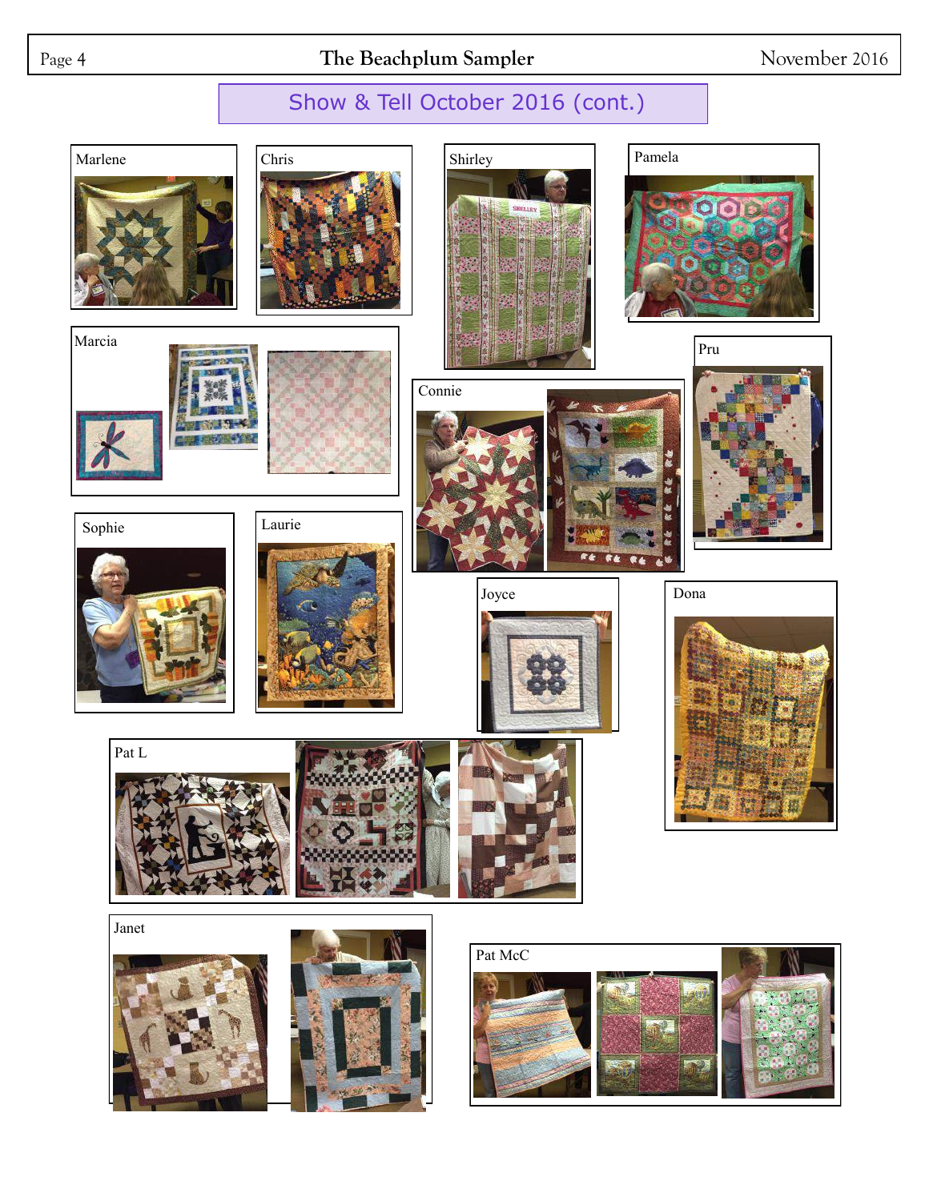## Show & Tell October 2016 (cont.)

Marlene

Chris

Shirley

Pamela

Marcia

Pru

Connie

Sophie

Laurie

Joyce

Dona

Pat L

Janet

Pat McC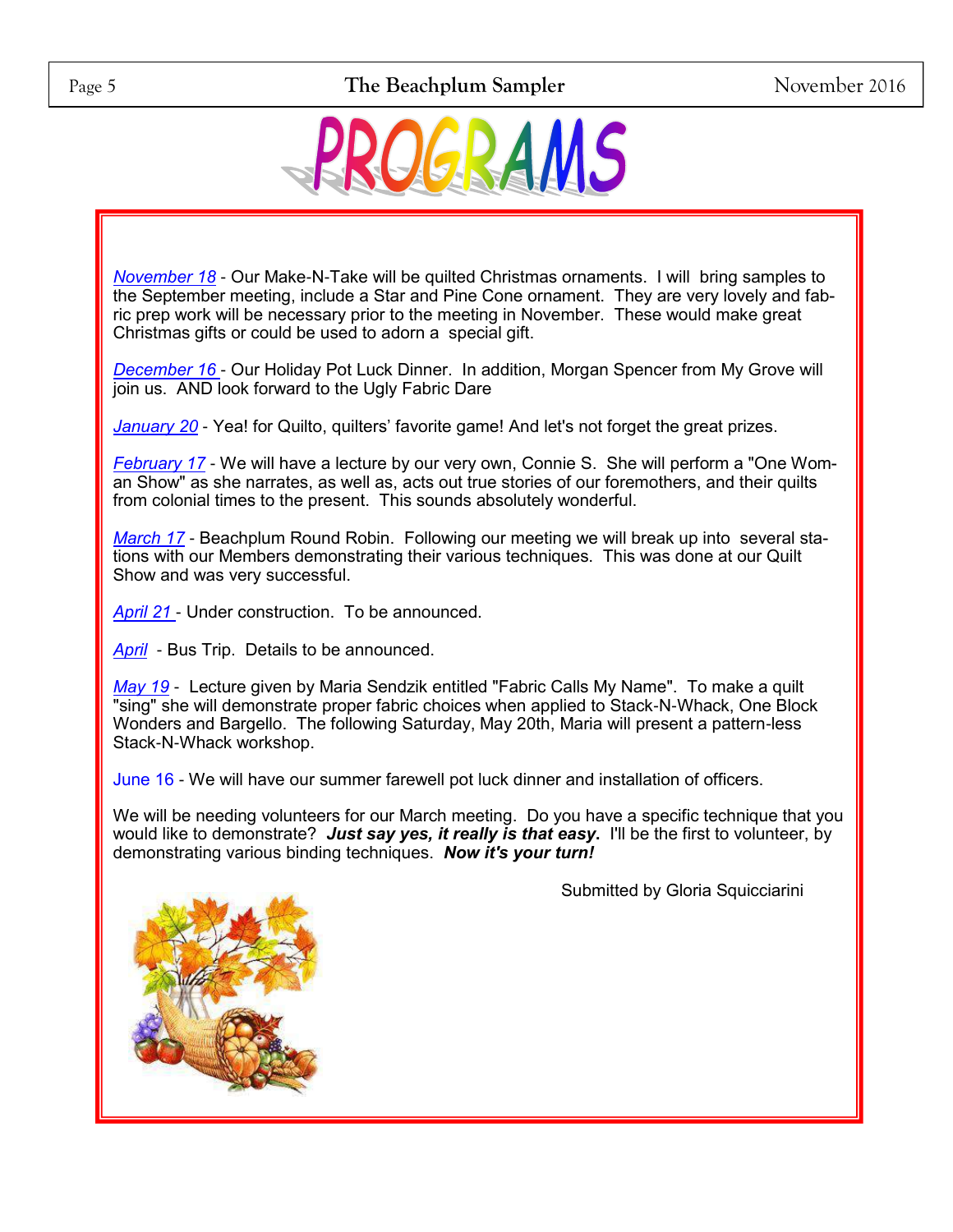# PROGRAMS

*November 18* - Our Make-N-Take will be quilted Christmas ornaments. I will bring samples to the September meeting, include a Star and Pine Cone ornament. They are very lovely and fabric prep work will be necessary prior to the meeting in November. These would make great Christmas gifts or could be used to adorn a special gift.

*December 16* - Our Holiday Pot Luck Dinner. In addition, Morgan Spencer from My Grove will join us. AND look forward to the Ugly Fabric Dare

*January 20* - Yea! for Quilto, quilters' favorite game! And let's not forget the great prizes.

*February 17* - We will have a lecture by our very own, Connie S. She will perform a "One Woman Show" as she narrates, as well as, acts out true stories of our foremothers, and their quilts from colonial times to the present. This sounds absolutely wonderful.

*March 17* - Beachplum Round Robin. Following our meeting we will break up into several stations with our Members demonstrating their various techniques. This was done at our Quilt Show and was very successful.

*April 21* - Under construction. To be announced.

*April* - Bus Trip. Details to be announced.

*May 19* - Lecture given by Maria Sendzik entitled "Fabric Calls My Name". To make a quilt "sing" she will demonstrate proper fabric choices when applied to Stack-N-Whack, One Block Wonders and Bargello. The following Saturday, May 20th, Maria will present a pattern-less Stack-N-Whack workshop.

June 16 - We will have our summer farewell pot luck dinner and installation of officers.

We will be needing volunteers for our March meeting. Do you have a specific technique that you would like to demonstrate? ***Just say yes, it really is that easy.*** I'll be the first to volunteer, by demonstrating various binding techniques. ***Now it's your turn!***

Submitted by Gloria Squicciarini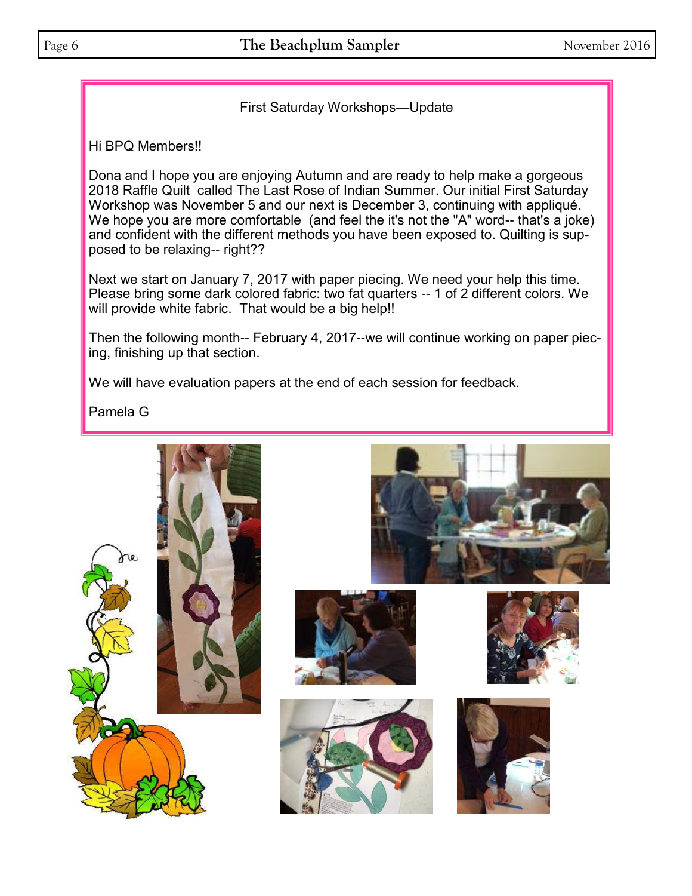## First Saturday Workshops—Update

Hi BPQ Members!!

Dona and I hope you are enjoying Autumn and are ready to help make a gorgeous 2018 Raffle Quilt called The Last Rose of Indian Summer. Our initial First Saturday Workshop was November 5 and our next is December 3, continuing with appliqué. We hope you are more comfortable (and feel the it's not the "A" word-- that's a joke) and confident with the different methods you have been exposed to. Quilting is supposed to be relaxing-- right??

Next we start on January 7, 2017 with paper piecing. We need your help this time. Please bring some dark colored fabric: two fat quarters -- 1 of 2 different colors. We will provide white fabric. That would be a big help!!

Then the following month-- February 4, 2017--we will continue working on paper piecing, finishing up that section.

We will have evaluation papers at the end of each session for feedback.

Pamela G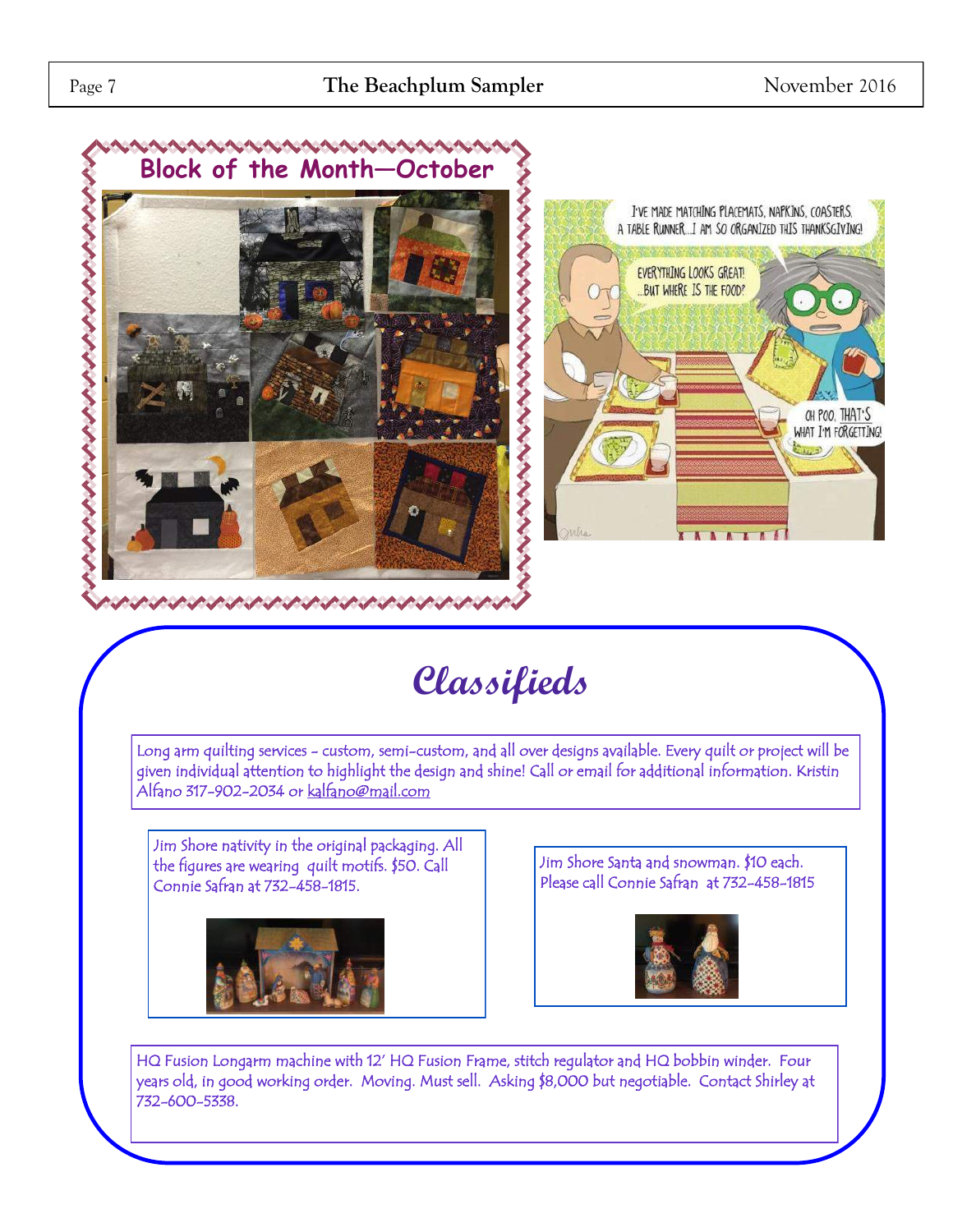## Block of the Month—October

I'VE MADE MATCHING PLACEMATS, NAPKINS, COASTERS, A TABLE RUNNER...I AM SO ORGANIZED THIS THANKSGIVING!

EVERYTHING LOOKS GREAT! ...BUT WHERE IS THE FOOD?

OH POO. THAT'S WHAT I'M FORGETTING!

# Classifieds

Long arm quilting services - custom, semi-custom, and all over designs available. Every quilt or project will be given individual attention to highlight the design and shine! Call or email for additional information. Kristin Alfano 317-902-2034 or kalfano@mail.com

Jim Shore nativity in the original packaging. All the figures are wearing quilt motifs. $50. Call Connie Safran at 732-458-1815.

Jim Shore Santa and snowman. $10 each. Please call Connie Safran at 732-458-1815

HQ Fusion Longarm machine with 12' HQ Fusion Frame, stitch regulator and HQ bobbin winder. Four years old, in good working order. Moving. Must sell. Asking $8,000 but negotiable. Contact Shirley at 732-600-5338.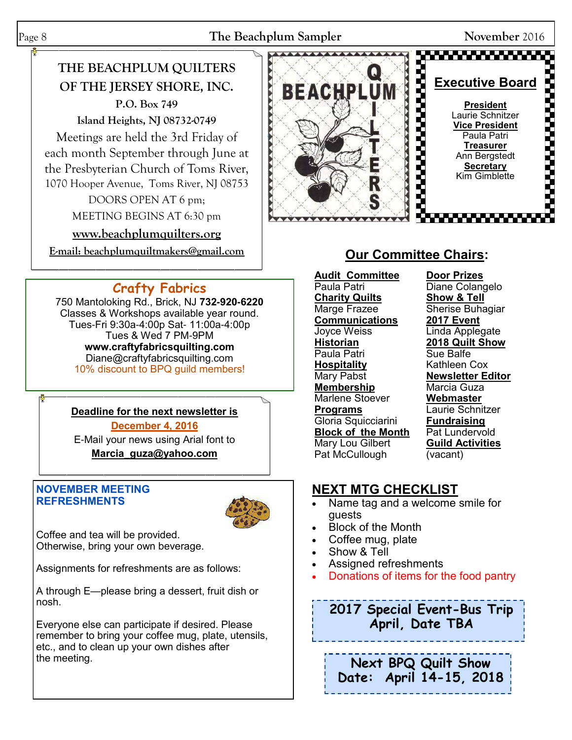## THE BEACHPLUM QUILTERS OF THE JERSEY SHORE, INC.

P.O. Box 749
Island Heights, NJ 08732-0749

Meetings are held the 3rd Friday of each month September through June at the Presbyterian Church of Toms River, 1070 Hooper Avenue, Toms River, NJ 08753

DOORS OPEN AT 6 pm;
MEETING BEGINS AT 6:30 pm

www.beachplumquilters.org

E-mail: beachplumquiltmakers@gmail.com

## Crafty Fabrics

750 Mantoloking Rd., Brick, NJ **732-920-6220**
Classes & Workshops available year round.
Tues-Fri 9:30a-4:00p Sat- 11:00a-4:00p
Tues & Wed 7 PM-9PM
**www.craftyfabricsquilting.com**
Diane@craftyfabricsquilting.com
10% discount to BPQ guild members!

**Deadline for the next newsletter is**
**December 4, 2016**
E-Mail your news using Arial font to
**Marcia_guza@yahoo.com**

## NOVEMBER MEETING REFRESHMENTS

Coffee and tea will be provided.
Otherwise, bring your own beverage.

Assignments for refreshments are as follows:

A through E—please bring a dessert, fruit dish or nosh.

Everyone else can participate if desired. Please remember to bring your coffee mug, plate, utensils, etc., and to clean up your own dishes after the meeting.

BEACHPLUM QUILTERS

## Executive Board

**President**
Laurie Schnitzer
**Vice President**
Paula Patri
**Treasurer**
Ann Bergstedt
**Secretary**
Kim Gimblette

## Our Committee Chairs:

**Audit Committee**
Paula Patri
**Charity Quilts**
Marge Frazee
**Communications**
Joyce Weiss
**Historian**
Paula Patri
**Hospitality**
Mary Pabst
**Membership**
Marlene Stoever
**Programs**
Gloria Squicciarini
**Block of the Month**
Mary Lou Gilbert
Pat McCullough
**Door Prizes**
Diane Colangelo
**Show & Tell**
Sherise Buhagiar
**2017 Event**
Linda Applegate
**2018 Quilt Show**
Sue Balfe
Kathleen Cox
**Newsletter Editor**
Marcia Guza
**Webmaster**
Laurie Schnitzer
**Fundraising**
Pat Lundervold
**Guild Activities**
(vacant)

## NEXT MTG CHECKLIST

- Name tag and a welcome smile for guests
- Block of the Month
- Coffee mug, plate
- Show & Tell
- Assigned refreshments
- Donations of items for the food pantry

**2017 Special Event-Bus Trip**
**April, Date TBA**

**Next BPQ Quilt Show**
**Date: April 14-15, 2018**